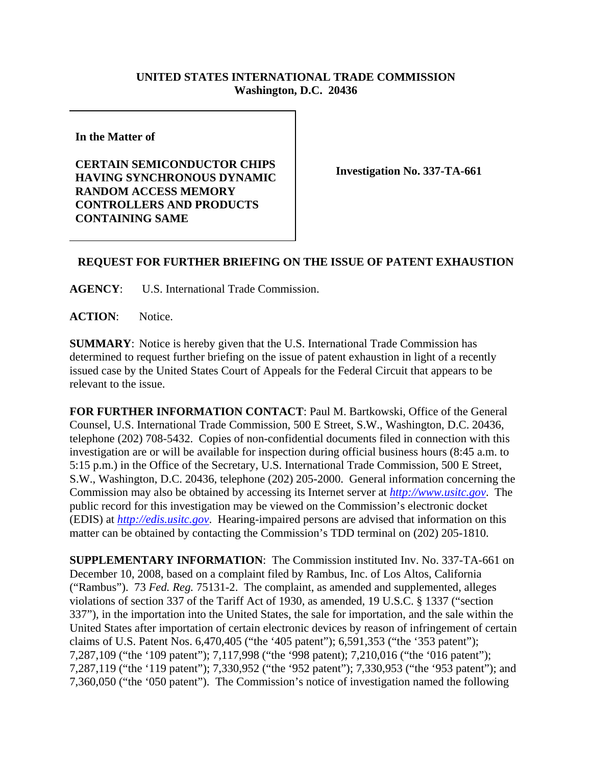**UNITED STATES INTERNATIONAL TRADE COMMISSION**
**Washington, D.C. 20436**

| | |
|---|---|
| **In the Matter of**<br><br>**CERTAIN SEMICONDUCTOR CHIPS HAVING SYNCHRONOUS DYNAMIC RANDOM ACCESS MEMORY CONTROLLERS AND PRODUCTS CONTAINING SAME** | **Investigation No. 337-TA-661** |

**REQUEST FOR FURTHER BRIEFING ON THE ISSUE OF PATENT EXHAUSTION**

**AGENCY**: U.S. International Trade Commission.

**ACTION**: Notice.

**SUMMARY**: Notice is hereby given that the U.S. International Trade Commission has determined to request further briefing on the issue of patent exhaustion in light of a recently issued case by the United States Court of Appeals for the Federal Circuit that appears to be relevant to the issue.

**FOR FURTHER INFORMATION CONTACT**: Paul M. Bartkowski, Office of the General Counsel, U.S. International Trade Commission, 500 E Street, S.W., Washington, D.C. 20436, telephone (202) 708-5432. Copies of non-confidential documents filed in connection with this investigation are or will be available for inspection during official business hours (8:45 a.m. to 5:15 p.m.) in the Office of the Secretary, U.S. International Trade Commission, 500 E Street, S.W., Washington, D.C. 20436, telephone (202) 205-2000. General information concerning the Commission may also be obtained by accessing its Internet server at *http://www.usitc.gov*. The public record for this investigation may be viewed on the Commission's electronic docket (EDIS) at *http://edis.usitc.gov*. Hearing-impaired persons are advised that information on this matter can be obtained by contacting the Commission's TDD terminal on (202) 205-1810.

**SUPPLEMENTARY INFORMATION**: The Commission instituted Inv. No. 337-TA-661 on December 10, 2008, based on a complaint filed by Rambus, Inc. of Los Altos, California ("Rambus"). 73 *Fed. Reg.* 75131-2. The complaint, as amended and supplemented, alleges violations of section 337 of the Tariff Act of 1930, as amended, 19 U.S.C. § 1337 ("section 337"), in the importation into the United States, the sale for importation, and the sale within the United States after importation of certain electronic devices by reason of infringement of certain claims of U.S. Patent Nos. 6,470,405 ("the '405 patent"); 6,591,353 ("the '353 patent"); 7,287,109 ("the '109 patent"); 7,117,998 ("the '998 patent); 7,210,016 ("the '016 patent"); 7,287,119 ("the '119 patent"); 7,330,952 ("the '952 patent"); 7,330,953 ("the '953 patent"); and 7,360,050 ("the '050 patent"). The Commission's notice of investigation named the following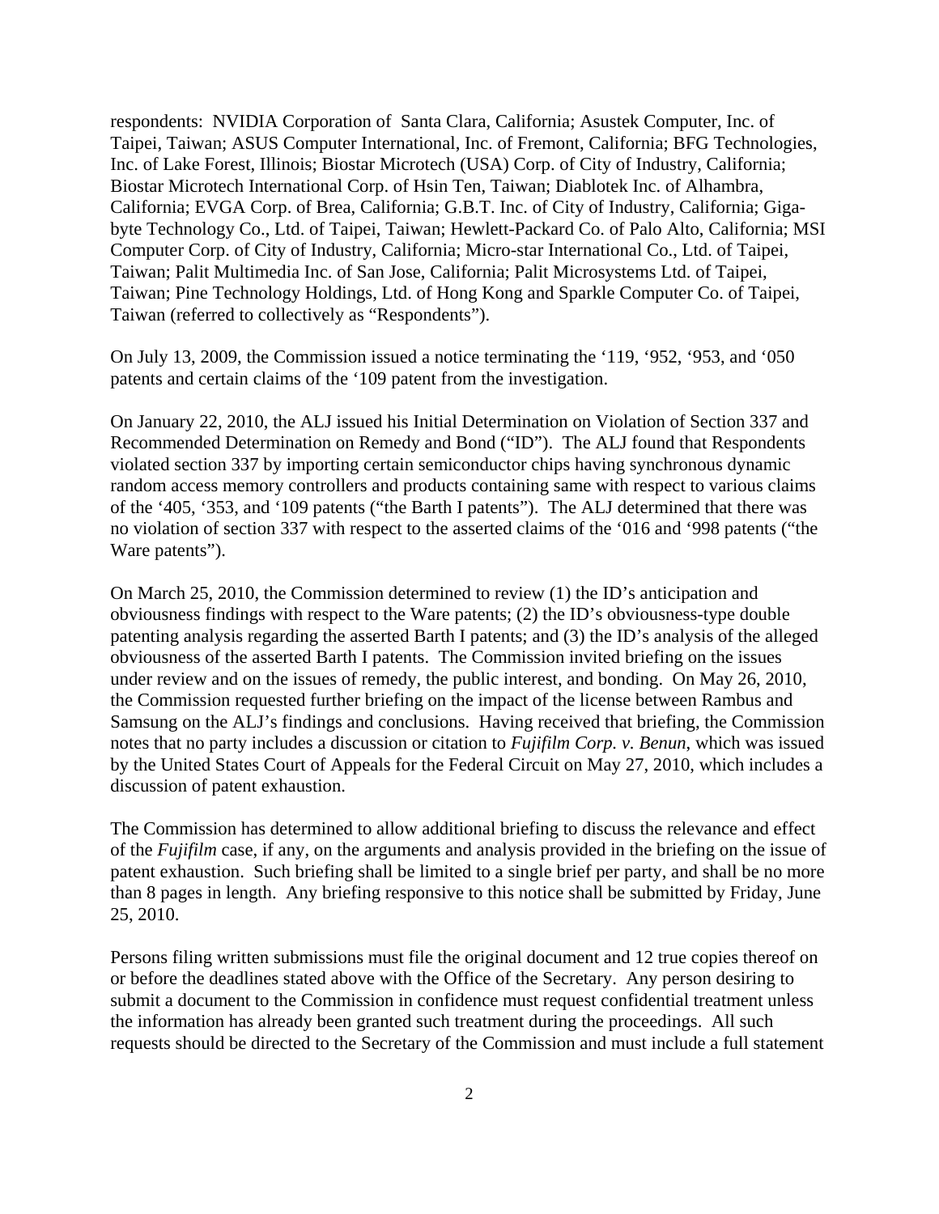respondents: NVIDIA Corporation of Santa Clara, California; Asustek Computer, Inc. of Taipei, Taiwan; ASUS Computer International, Inc. of Fremont, California; BFG Technologies, Inc. of Lake Forest, Illinois; Biostar Microtech (USA) Corp. of City of Industry, California; Biostar Microtech International Corp. of Hsin Ten, Taiwan; Diablotek Inc. of Alhambra, California; EVGA Corp. of Brea, California; G.B.T. Inc. of City of Industry, California; Giga-byte Technology Co., Ltd. of Taipei, Taiwan; Hewlett-Packard Co. of Palo Alto, California; MSI Computer Corp. of City of Industry, California; Micro-star International Co., Ltd. of Taipei, Taiwan; Palit Multimedia Inc. of San Jose, California; Palit Microsystems Ltd. of Taipei, Taiwan; Pine Technology Holdings, Ltd. of Hong Kong and Sparkle Computer Co. of Taipei, Taiwan (referred to collectively as "Respondents").

On July 13, 2009, the Commission issued a notice terminating the '119, '952, '953, and '050 patents and certain claims of the '109 patent from the investigation.

On January 22, 2010, the ALJ issued his Initial Determination on Violation of Section 337 and Recommended Determination on Remedy and Bond ("ID"). The ALJ found that Respondents violated section 337 by importing certain semiconductor chips having synchronous dynamic random access memory controllers and products containing same with respect to various claims of the '405, '353, and '109 patents ("the Barth I patents"). The ALJ determined that there was no violation of section 337 with respect to the asserted claims of the '016 and '998 patents ("the Ware patents").

On March 25, 2010, the Commission determined to review (1) the ID's anticipation and obviousness findings with respect to the Ware patents; (2) the ID's obviousness-type double patenting analysis regarding the asserted Barth I patents; and (3) the ID's analysis of the alleged obviousness of the asserted Barth I patents. The Commission invited briefing on the issues under review and on the issues of remedy, the public interest, and bonding. On May 26, 2010, the Commission requested further briefing on the impact of the license between Rambus and Samsung on the ALJ's findings and conclusions. Having received that briefing, the Commission notes that no party includes a discussion or citation to *Fujifilm Corp. v. Benun*, which was issued by the United States Court of Appeals for the Federal Circuit on May 27, 2010, which includes a discussion of patent exhaustion.

The Commission has determined to allow additional briefing to discuss the relevance and effect of the *Fujifilm* case, if any, on the arguments and analysis provided in the briefing on the issue of patent exhaustion. Such briefing shall be limited to a single brief per party, and shall be no more than 8 pages in length. Any briefing responsive to this notice shall be submitted by Friday, June 25, 2010.

Persons filing written submissions must file the original document and 12 true copies thereof on or before the deadlines stated above with the Office of the Secretary. Any person desiring to submit a document to the Commission in confidence must request confidential treatment unless the information has already been granted such treatment during the proceedings. All such requests should be directed to the Secretary of the Commission and must include a full statement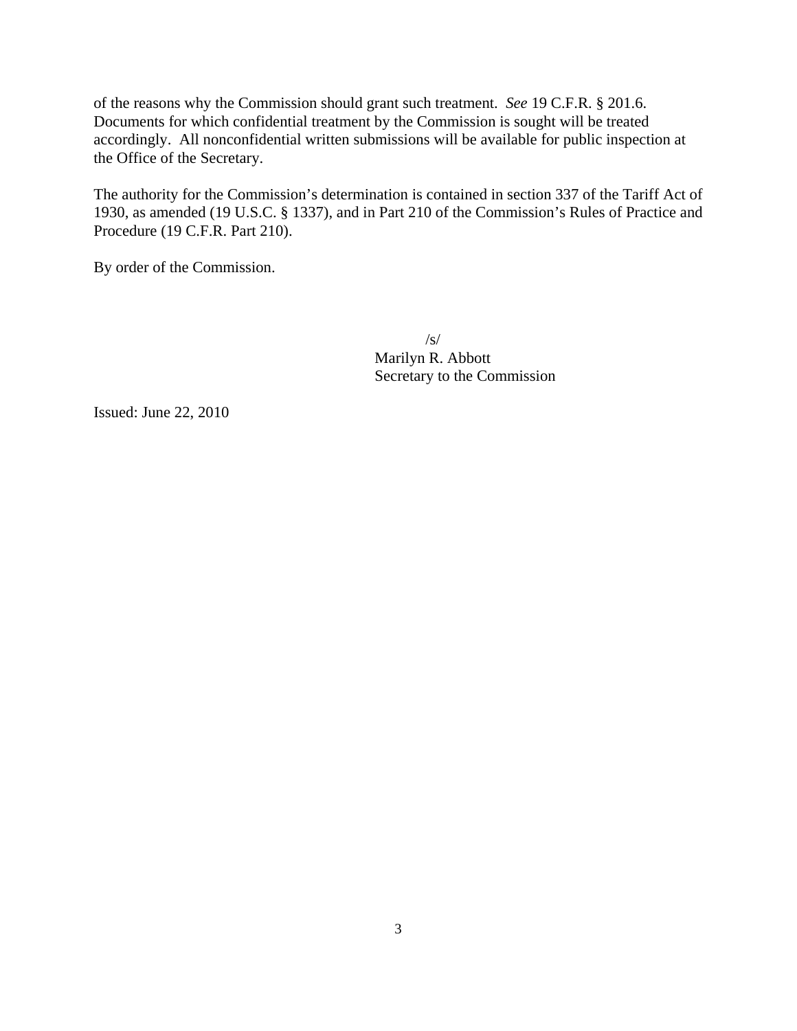of the reasons why the Commission should grant such treatment. *See* 19 C.F.R. § 201.6. Documents for which confidential treatment by the Commission is sought will be treated accordingly. All nonconfidential written submissions will be available for public inspection at the Office of the Secretary.

The authority for the Commission's determination is contained in section 337 of the Tariff Act of 1930, as amended (19 U.S.C. § 1337), and in Part 210 of the Commission's Rules of Practice and Procedure (19 C.F.R. Part 210).

By order of the Commission.

/s/
Marilyn R. Abbott
Secretary to the Commission

Issued: June 22, 2010